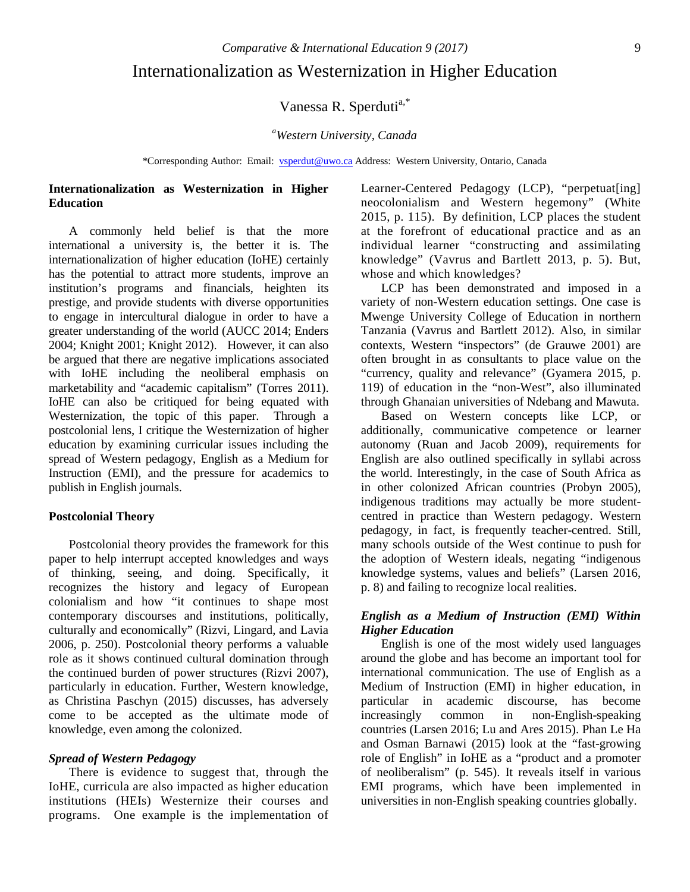# Internationalization as Westernization in Higher Education

Vanessa R. Sperduti[a,*]

[a]*Western University, Canada*

*Corresponding Author: Email: vsperdut@uwo.ca Address: Western University, Ontario, Canada

## Internationalization as Westernization in Higher Education

A commonly held belief is that the more international a university is, the better it is. The internationalization of higher education (IoHE) certainly has the potential to attract more students, improve an institution's programs and financials, heighten its prestige, and provide students with diverse opportunities to engage in intercultural dialogue in order to have a greater understanding of the world (AUCC 2014; Enders 2004; Knight 2001; Knight 2012). However, it can also be argued that there are negative implications associated with IoHE including the neoliberal emphasis on marketability and "academic capitalism" (Torres 2011). IoHE can also be critiqued for being equated with Westernization, the topic of this paper. Through a postcolonial lens, I critique the Westernization of higher education by examining curricular issues including the spread of Western pedagogy, English as a Medium for Instruction (EMI), and the pressure for academics to publish in English journals.

## Postcolonial Theory

Postcolonial theory provides the framework for this paper to help interrupt accepted knowledges and ways of thinking, seeing, and doing. Specifically, it recognizes the history and legacy of European colonialism and how "it continues to shape most contemporary discourses and institutions, politically, culturally and economically" (Rizvi, Lingard, and Lavia 2006, p. 250). Postcolonial theory performs a valuable role as it shows continued cultural domination through the continued burden of power structures (Rizvi 2007), particularly in education. Further, Western knowledge, as Christina Paschyn (2015) discusses, has adversely come to be accepted as the ultimate mode of knowledge, even among the colonized.

### *Spread of Western Pedagogy*

There is evidence to suggest that, through the IoHE, curricula are also impacted as higher education institutions (HEIs) Westernize their courses and programs. One example is the implementation of Learner-Centered Pedagogy (LCP), "perpetuat[ing] neocolonialism and Western hegemony" (White 2015, p. 115). By definition, LCP places the student at the forefront of educational practice and as an individual learner "constructing and assimilating knowledge" (Vavrus and Bartlett 2013, p. 5). But, whose and which knowledges?

LCP has been demonstrated and imposed in a variety of non-Western education settings. One case is Mwenge University College of Education in northern Tanzania (Vavrus and Bartlett 2012). Also, in similar contexts, Western "inspectors" (de Grauwe 2001) are often brought in as consultants to place value on the "currency, quality and relevance" (Gyamera 2015, p. 119) of education in the "non-West", also illuminated through Ghanaian universities of Ndebang and Mawuta.

Based on Western concepts like LCP, or additionally, communicative competence or learner autonomy (Ruan and Jacob 2009), requirements for English are also outlined specifically in syllabi across the world. Interestingly, in the case of South Africa as in other colonized African countries (Probyn 2005), indigenous traditions may actually be more student-centred in practice than Western pedagogy. Western pedagogy, in fact, is frequently teacher-centred. Still, many schools outside of the West continue to push for the adoption of Western ideals, negating "indigenous knowledge systems, values and beliefs" (Larsen 2016, p. 8) and failing to recognize local realities.

### *English as a Medium of Instruction (EMI) Within Higher Education*

English is one of the most widely used languages around the globe and has become an important tool for international communication. The use of English as a Medium of Instruction (EMI) in higher education, in particular in academic discourse, has become increasingly common in non-English-speaking countries (Larsen 2016; Lu and Ares 2015). Phan Le Ha and Osman Barnawi (2015) look at the "fast-growing role of English" in IoHE as a "product and a promoter of neoliberalism" (p. 545). It reveals itself in various EMI programs, which have been implemented in universities in non-English speaking countries globally.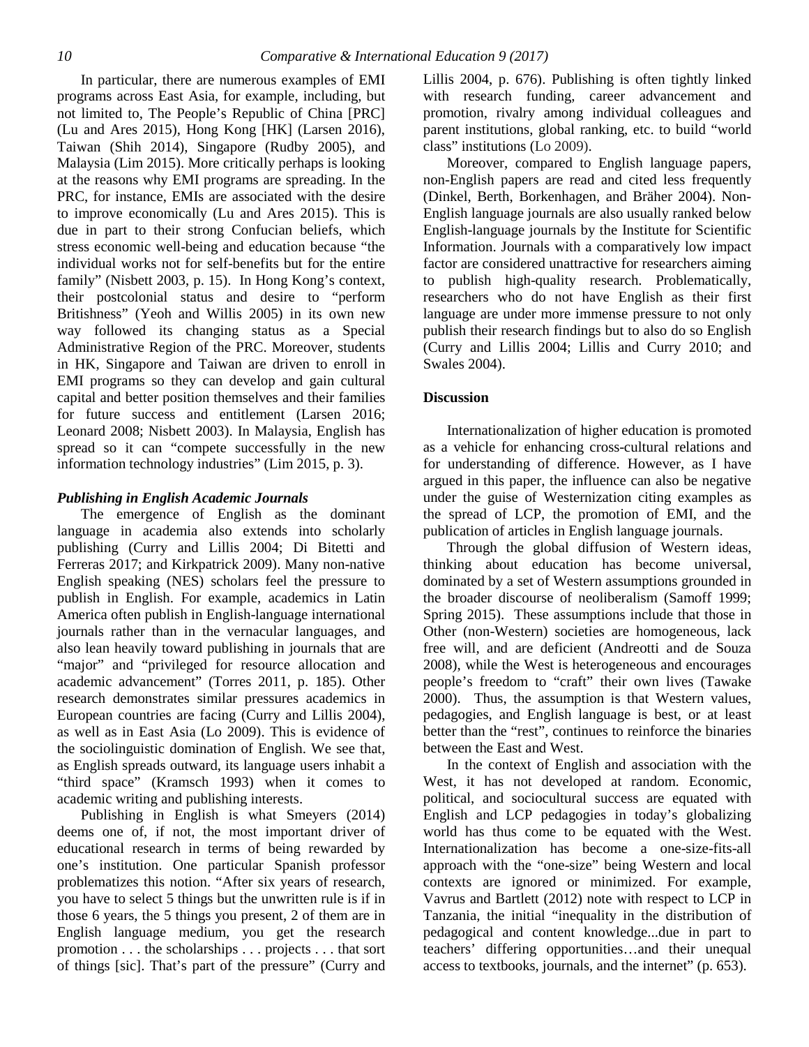In particular, there are numerous examples of EMI programs across East Asia, for example, including, but not limited to, The People's Republic of China [PRC] (Lu and Ares 2015), Hong Kong [HK] (Larsen 2016), Taiwan (Shih 2014), Singapore (Rudby 2005), and Malaysia (Lim 2015). More critically perhaps is looking at the reasons why EMI programs are spreading. In the PRC, for instance, EMIs are associated with the desire to improve economically (Lu and Ares 2015). This is due in part to their strong Confucian beliefs, which stress economic well-being and education because "the individual works not for self-benefits but for the entire family" (Nisbett 2003, p. 15). In Hong Kong's context, their postcolonial status and desire to "perform Britishness" (Yeoh and Willis 2005) in its own new way followed its changing status as a Special Administrative Region of the PRC. Moreover, students in HK, Singapore and Taiwan are driven to enroll in EMI programs so they can develop and gain cultural capital and better position themselves and their families for future success and entitlement (Larsen 2016; Leonard 2008; Nisbett 2003). In Malaysia, English has spread so it can "compete successfully in the new information technology industries" (Lim 2015, p. 3).

### *Publishing in English Academic Journals*

The emergence of English as the dominant language in academia also extends into scholarly publishing (Curry and Lillis 2004; Di Bitetti and Ferreras 2017; and Kirkpatrick 2009). Many non-native English speaking (NES) scholars feel the pressure to publish in English. For example, academics in Latin America often publish in English-language international journals rather than in the vernacular languages, and also lean heavily toward publishing in journals that are "major" and "privileged for resource allocation and academic advancement" (Torres 2011, p. 185). Other research demonstrates similar pressures academics in European countries are facing (Curry and Lillis 2004), as well as in East Asia (Lo 2009). This is evidence of the sociolinguistic domination of English. We see that, as English spreads outward, its language users inhabit a "third space" (Kramsch 1993) when it comes to academic writing and publishing interests.

Publishing in English is what Smeyers (2014) deems one of, if not, the most important driver of educational research in terms of being rewarded by one's institution. One particular Spanish professor problematizes this notion. "After six years of research, you have to select 5 things but the unwritten rule is if in those 6 years, the 5 things you present, 2 of them are in English language medium, you get the research promotion . . . the scholarships . . . projects . . . that sort of things [sic]. That's part of the pressure" (Curry and Lillis 2004, p. 676). Publishing is often tightly linked with research funding, career advancement and promotion, rivalry among individual colleagues and parent institutions, global ranking, etc. to build "world class" institutions (Lo 2009).

Moreover, compared to English language papers, non-English papers are read and cited less frequently (Dinkel, Berth, Borkenhagen, and Bräher 2004). Non-English language journals are also usually ranked below English-language journals by the Institute for Scientific Information. Journals with a comparatively low impact factor are considered unattractive for researchers aiming to publish high-quality research. Problematically, researchers who do not have English as their first language are under more immense pressure to not only publish their research findings but to also do so English (Curry and Lillis 2004; Lillis and Curry 2010; and Swales 2004).

## **Discussion**

Internationalization of higher education is promoted as a vehicle for enhancing cross-cultural relations and for understanding of difference. However, as I have argued in this paper, the influence can also be negative under the guise of Westernization citing examples as the spread of LCP, the promotion of EMI, and the publication of articles in English language journals.

Through the global diffusion of Western ideas, thinking about education has become universal, dominated by a set of Western assumptions grounded in the broader discourse of neoliberalism (Samoff 1999; Spring 2015). These assumptions include that those in Other (non-Western) societies are homogeneous, lack free will, and are deficient (Andreotti and de Souza 2008), while the West is heterogeneous and encourages people's freedom to "craft" their own lives (Tawake 2000). Thus, the assumption is that Western values, pedagogies, and English language is best, or at least better than the "rest", continues to reinforce the binaries between the East and West.

In the context of English and association with the West, it has not developed at random. Economic, political, and sociocultural success are equated with English and LCP pedagogies in today's globalizing world has thus come to be equated with the West. Internationalization has become a one-size-fits-all approach with the "one-size" being Western and local contexts are ignored or minimized. For example, Vavrus and Bartlett (2012) note with respect to LCP in Tanzania, the initial "inequality in the distribution of pedagogical and content knowledge...due in part to teachers' differing opportunities…and their unequal access to textbooks, journals, and the internet" (p. 653).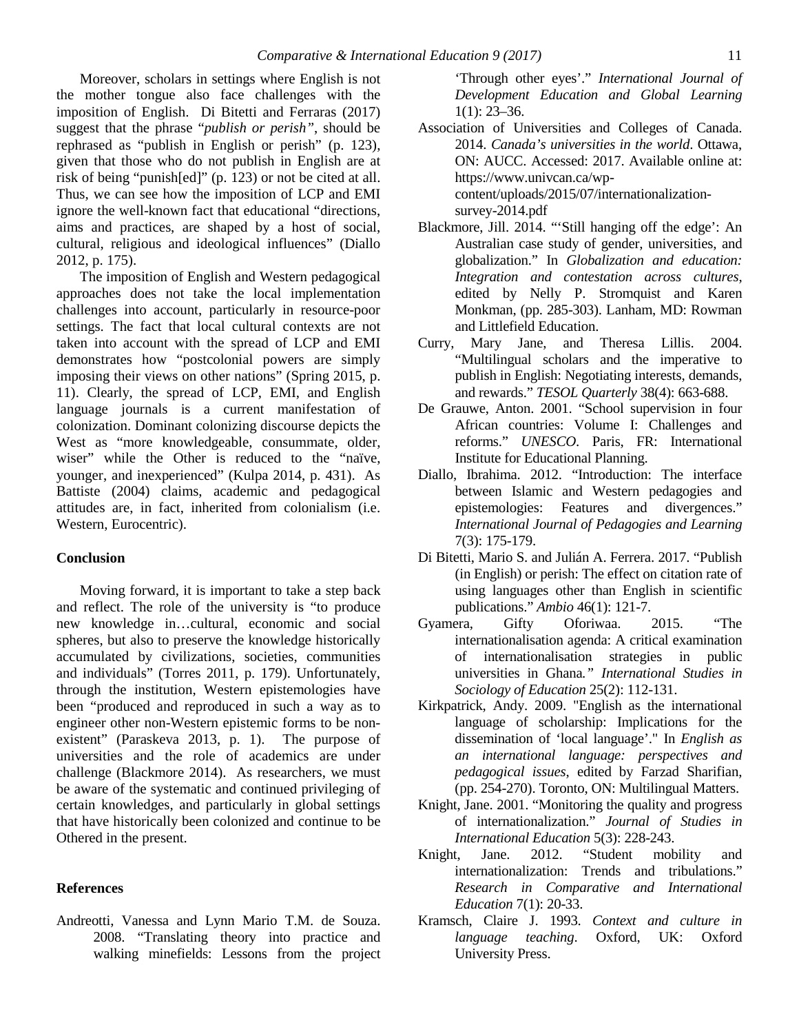Moreover, scholars in settings where English is not the mother tongue also face challenges with the imposition of English. Di Bitetti and Ferraras (2017) suggest that the phrase "*publish or perish"*, should be rephrased as "publish in English or perish" (p. 123), given that those who do not publish in English are at risk of being "punish[ed]" (p. 123) or not be cited at all. Thus, we can see how the imposition of LCP and EMI ignore the well-known fact that educational "directions, aims and practices, are shaped by a host of social, cultural, religious and ideological influences" (Diallo 2012, p. 175).

The imposition of English and Western pedagogical approaches does not take the local implementation challenges into account, particularly in resource-poor settings. The fact that local cultural contexts are not taken into account with the spread of LCP and EMI demonstrates how "postcolonial powers are simply imposing their views on other nations" (Spring 2015, p. 11). Clearly, the spread of LCP, EMI, and English language journals is a current manifestation of colonization. Dominant colonizing discourse depicts the West as "more knowledgeable, consummate, older, wiser" while the Other is reduced to the "naïve, younger, and inexperienced" (Kulpa 2014, p. 431). As Battiste (2004) claims, academic and pedagogical attitudes are, in fact, inherited from colonialism (i.e. Western, Eurocentric).

## Conclusion

Moving forward, it is important to take a step back and reflect. The role of the university is "to produce new knowledge in…cultural, economic and social spheres, but also to preserve the knowledge historically accumulated by civilizations, societies, communities and individuals" (Torres 2011, p. 179). Unfortunately, through the institution, Western epistemologies have been "produced and reproduced in such a way as to engineer other non-Western epistemic forms to be non-existent" (Paraskeva 2013, p. 1). The purpose of universities and the role of academics are under challenge (Blackmore 2014). As researchers, we must be aware of the systematic and continued privileging of certain knowledges, and particularly in global settings that have historically been colonized and continue to be Othered in the present.

## References

Andreotti, Vanessa and Lynn Mario T.M. de Souza. 2008. "Translating theory into practice and walking minefields: Lessons from the project 'Through other eyes'." *International Journal of Development Education and Global Learning* 1(1): 23–36.

Association of Universities and Colleges of Canada. 2014. *Canada's universities in the world*. Ottawa, ON: AUCC. Accessed: 2017. Available online at: https://www.univcan.ca/wp-content/uploads/2015/07/internationalization-survey-2014.pdf

Blackmore, Jill. 2014. "'Still hanging off the edge': An Australian case study of gender, universities, and globalization." In *Globalization and education: Integration and contestation across cultures*, edited by Nelly P. Stromquist and Karen Monkman, (pp. 285-303). Lanham, MD: Rowman and Littlefield Education.

Curry, Mary Jane, and Theresa Lillis. 2004. "Multilingual scholars and the imperative to publish in English: Negotiating interests, demands, and rewards." *TESOL Quarterly* 38(4): 663-688.

De Grauwe, Anton. 2001. "School supervision in four African countries: Volume I: Challenges and reforms." *UNESCO*. Paris, FR: International Institute for Educational Planning.

Diallo, Ibrahima. 2012. "Introduction: The interface between Islamic and Western pedagogies and epistemologies: Features and divergences." *International Journal of Pedagogies and Learning* 7(3): 175-179.

Di Bitetti, Mario S. and Julián A. Ferrera. 2017. "Publish (in English) or perish: The effect on citation rate of using languages other than English in scientific publications." *Ambio* 46(1): 121-7.

Gyamera, Gifty Oforiwaa. 2015. "The internationalisation agenda: A critical examination of internationalisation strategies in public universities in Ghana*." International Studies in Sociology of Education* 25(2): 112-131.

Kirkpatrick, Andy. 2009. "English as the international language of scholarship: Implications for the dissemination of 'local language'." In *English as an international language: perspectives and pedagogical issues*, edited by Farzad Sharifian, (pp. 254-270). Toronto, ON: Multilingual Matters.

Knight, Jane. 2001. "Monitoring the quality and progress of internationalization." *Journal of Studies in International Education* 5(3): 228-243.

Knight, Jane. 2012. "Student mobility and internationalization: Trends and tribulations." *Research in Comparative and International Education* 7(1): 20-33.

Kramsch, Claire J. 1993. *Context and culture in language teaching*. Oxford, UK: Oxford University Press.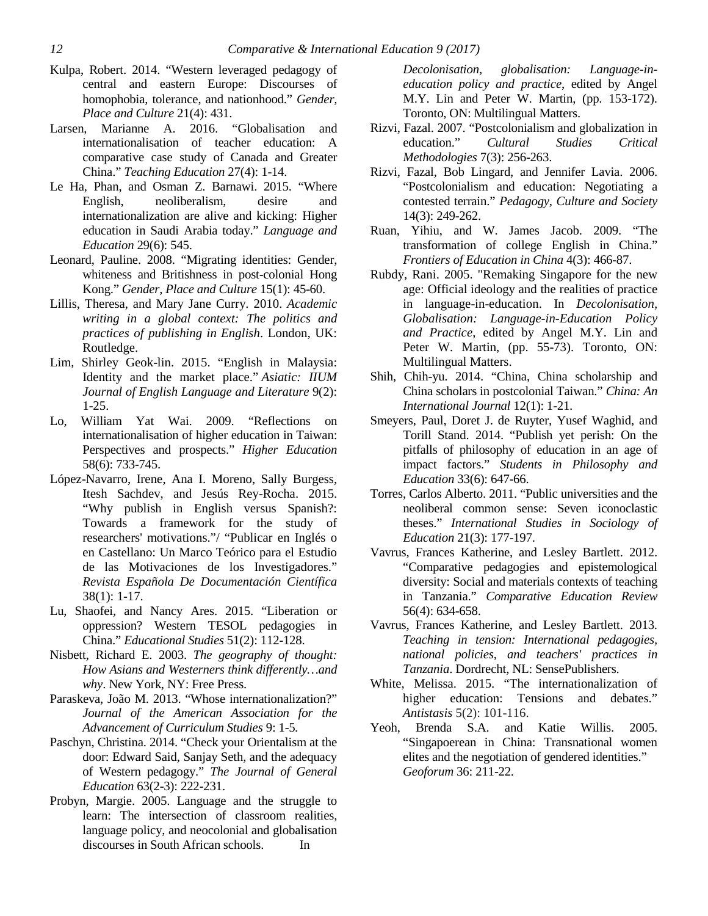Kulpa, Robert. 2014. "Western leveraged pedagogy of central and eastern Europe: Discourses of homophobia, tolerance, and nationhood." *Gender, Place and Culture* 21(4): 431.

Larsen, Marianne A. 2016. "Globalisation and internationalisation of teacher education: A comparative case study of Canada and Greater China." *Teaching Education* 27(4): 1-14.

Le Ha, Phan, and Osman Z. Barnawi. 2015. "Where English, neoliberalism, desire and internationalization are alive and kicking: Higher education in Saudi Arabia today." *Language and Education* 29(6): 545.

Leonard, Pauline. 2008. "Migrating identities: Gender, whiteness and Britishness in post-colonial Hong Kong." *Gender, Place and Culture* 15(1): 45-60.

Lillis, Theresa, and Mary Jane Curry. 2010. *Academic writing in a global context: The politics and practices of publishing in English*. London, UK: Routledge.

Lim, Shirley Geok-lin. 2015. "English in Malaysia: Identity and the market place." *Asiatic: IIUM Journal of English Language and Literature* 9(2): 1-25.

Lo, William Yat Wai. 2009. "Reflections on internationalisation of higher education in Taiwan: Perspectives and prospects." *Higher Education* 58(6): 733-745.

López-Navarro, Irene, Ana I. Moreno, Sally Burgess, Itesh Sachdev, and Jesús Rey-Rocha. 2015. "Why publish in English versus Spanish?: Towards a framework for the study of researchers' motivations."/ "Publicar en Inglés o en Castellano: Un Marco Teórico para el Estudio de las Motivaciones de los Investigadores." *Revista Española De Documentación Científica* 38(1): 1-17.

Lu, Shaofei, and Nancy Ares. 2015. "Liberation or oppression? Western TESOL pedagogies in China." *Educational Studies* 51(2): 112-128.

Nisbett, Richard E. 2003. *The geography of thought: How Asians and Westerners think differently…and why*. New York, NY: Free Press.

Paraskeva, João M. 2013. "Whose internationalization?" *Journal of the American Association for the Advancement of Curriculum Studies* 9: 1-5.

Paschyn, Christina. 2014. "Check your Orientalism at the door: Edward Said, Sanjay Seth, and the adequacy of Western pedagogy." *The Journal of General Education* 63(2-3): 222-231.

Probyn, Margie. 2005. Language and the struggle to learn: The intersection of classroom realities, language policy, and neocolonial and globalisation discourses in South African schools. In *Decolonisation, globalisation: Language-in-education policy and practice*, edited by Angel M.Y. Lin and Peter W. Martin, (pp. 153-172). Toronto, ON: Multilingual Matters.

Rizvi, Fazal. 2007. "Postcolonialism and globalization in education." *Cultural Studies Critical Methodologies* 7(3): 256-263.

Rizvi, Fazal, Bob Lingard, and Jennifer Lavia. 2006. "Postcolonialism and education: Negotiating a contested terrain." *Pedagogy, Culture and Society* 14(3): 249-262.

Ruan, Yihiu, and W. James Jacob. 2009. "The transformation of college English in China." *Frontiers of Education in China* 4(3): 466-87.

Rubdy, Rani. 2005. "Remaking Singapore for the new age: Official ideology and the realities of practice in language-in-education. In *Decolonisation, Globalisation: Language-in-Education Policy and Practice*, edited by Angel M.Y. Lin and Peter W. Martin, (pp. 55-73). Toronto, ON: Multilingual Matters.

Shih, Chih-yu. 2014. "China, China scholarship and China scholars in postcolonial Taiwan." *China: An International Journal* 12(1): 1-21.

Smeyers, Paul, Doret J. de Ruyter, Yusef Waghid, and Torill Stand. 2014. "Publish yet perish: On the pitfalls of philosophy of education in an age of impact factors." *Students in Philosophy and Education* 33(6): 647-66.

Torres, Carlos Alberto. 2011. "Public universities and the neoliberal common sense: Seven iconoclastic theses." *International Studies in Sociology of Education* 21(3): 177-197.

Vavrus, Frances Katherine, and Lesley Bartlett. 2012. "Comparative pedagogies and epistemological diversity: Social and materials contexts of teaching in Tanzania." *Comparative Education Review* 56(4): 634-658.

Vavrus, Frances Katherine, and Lesley Bartlett. 2013. *Teaching in tension: International pedagogies, national policies, and teachers' practices in Tanzania*. Dordrecht, NL: SensePublishers.

White, Melissa. 2015. "The internationalization of higher education: Tensions and debates." *Antistasis* 5(2): 101-116.

Yeoh, Brenda S.A. and Katie Willis. 2005. "Singapoerean in China: Transnational women elites and the negotiation of gendered identities." *Geoforum* 36: 211-22.